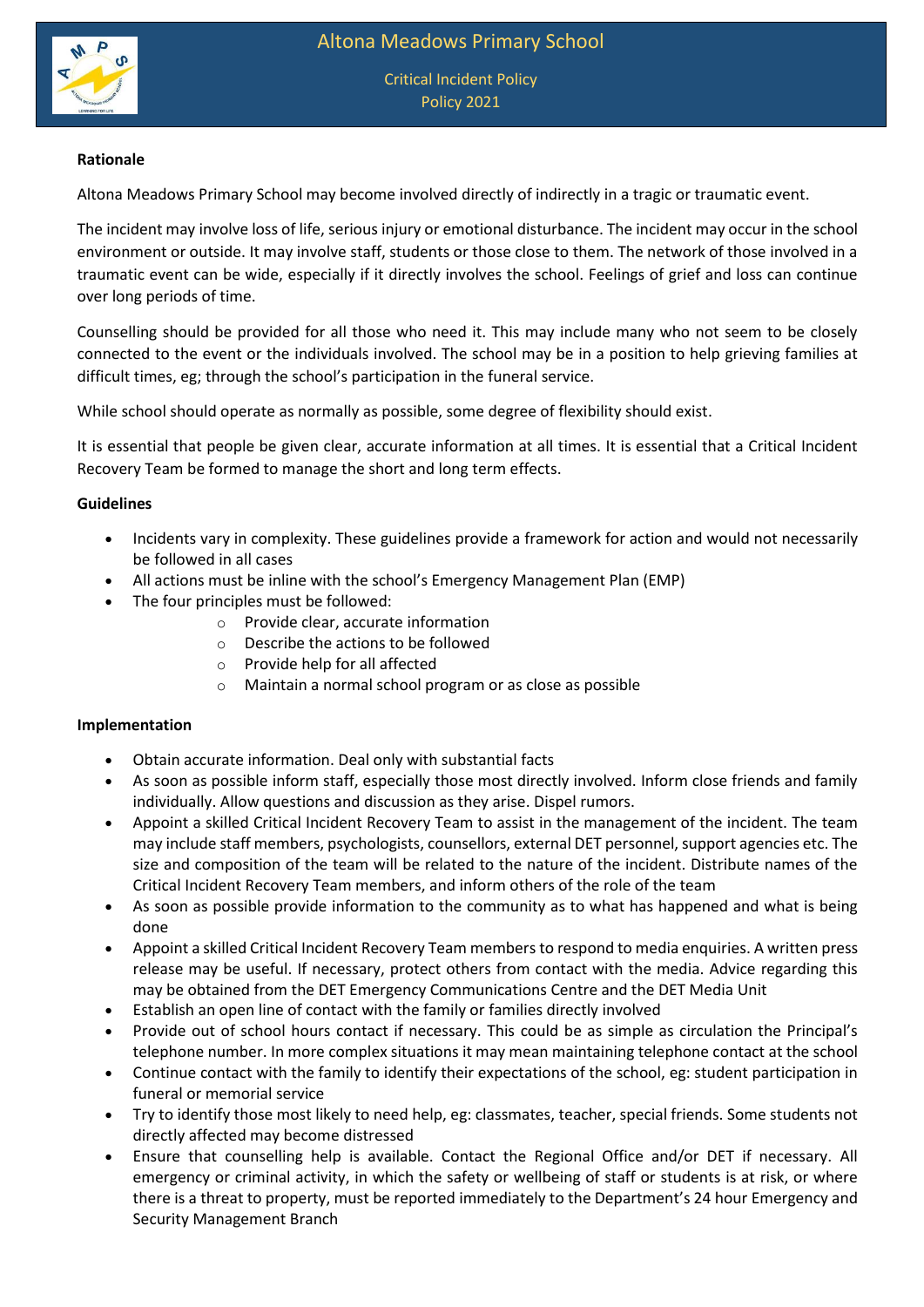# Altona Meadows Primary School

## Critical Incident Policy
## Policy 2021

**Rationale**

Altona Meadows Primary School may become involved directly of indirectly in a tragic or traumatic event.

The incident may involve loss of life, serious injury or emotional disturbance. The incident may occur in the school environment or outside. It may involve staff, students or those close to them. The network of those involved in a traumatic event can be wide, especially if it directly involves the school. Feelings of grief and loss can continue over long periods of time.

Counselling should be provided for all those who need it. This may include many who not seem to be closely connected to the event or the individuals involved. The school may be in a position to help grieving families at difficult times, eg; through the school's participation in the funeral service.

While school should operate as normally as possible, some degree of flexibility should exist.

It is essential that people be given clear, accurate information at all times. It is essential that a Critical Incident Recovery Team be formed to manage the short and long term effects.

**Guidelines**

- Incidents vary in complexity. These guidelines provide a framework for action and would not necessarily be followed in all cases
- All actions must be inline with the school's Emergency Management Plan (EMP)
- The four principles must be followed:
  - Provide clear, accurate information
  - Describe the actions to be followed
  - Provide help for all affected
  - Maintain a normal school program or as close as possible

**Implementation**

- Obtain accurate information. Deal only with substantial facts
- As soon as possible inform staff, especially those most directly involved. Inform close friends and family individually. Allow questions and discussion as they arise. Dispel rumors.
- Appoint a skilled Critical Incident Recovery Team to assist in the management of the incident. The team may include staff members, psychologists, counsellors, external DET personnel, support agencies etc. The size and composition of the team will be related to the nature of the incident. Distribute names of the Critical Incident Recovery Team members, and inform others of the role of the team
- As soon as possible provide information to the community as to what has happened and what is being done
- Appoint a skilled Critical Incident Recovery Team members to respond to media enquiries. A written press release may be useful. If necessary, protect others from contact with the media. Advice regarding this may be obtained from the DET Emergency Communications Centre and the DET Media Unit
- Establish an open line of contact with the family or families directly involved
- Provide out of school hours contact if necessary. This could be as simple as circulation the Principal's telephone number. In more complex situations it may mean maintaining telephone contact at the school
- Continue contact with the family to identify their expectations of the school, eg: student participation in funeral or memorial service
- Try to identify those most likely to need help, eg: classmates, teacher, special friends. Some students not directly affected may become distressed
- Ensure that counselling help is available. Contact the Regional Office and/or DET if necessary. All emergency or criminal activity, in which the safety or wellbeing of staff or students is at risk, or where there is a threat to property, must be reported immediately to the Department's 24 hour Emergency and Security Management Branch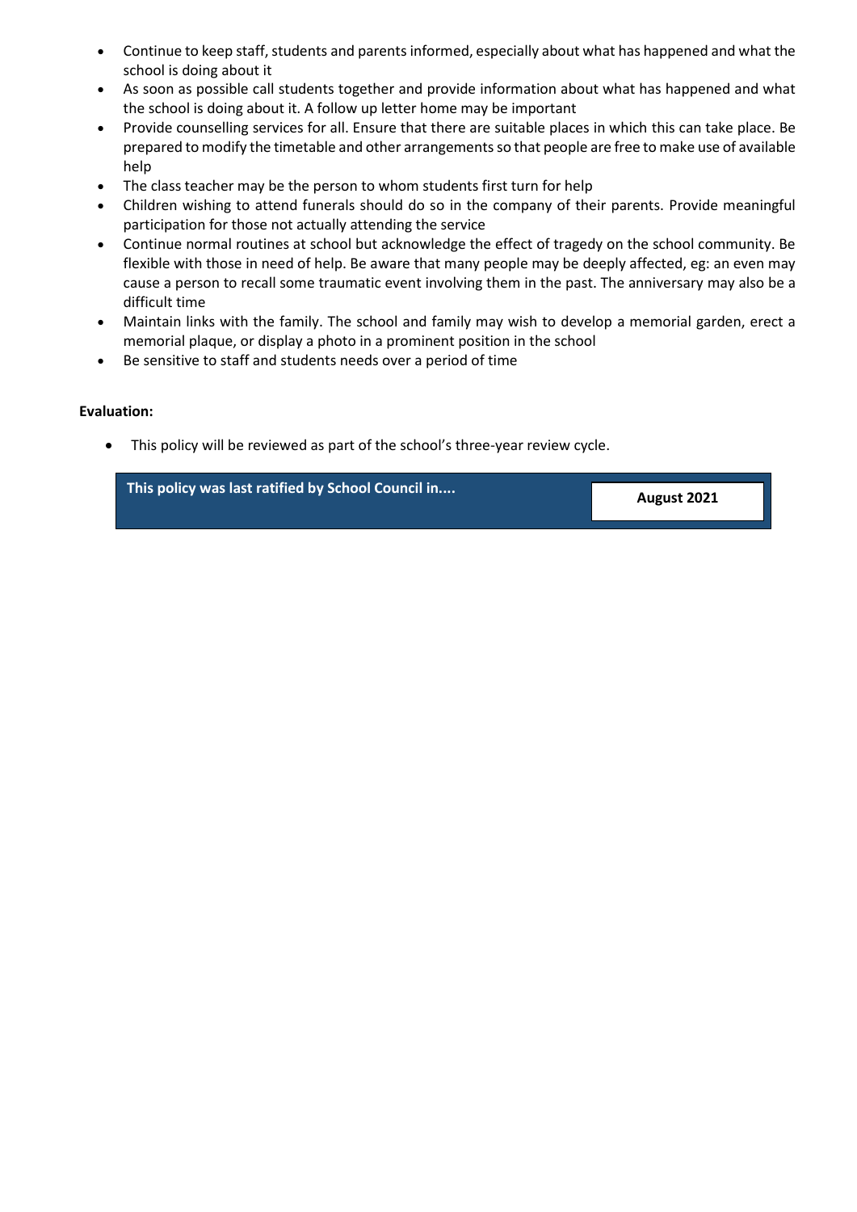- Continue to keep staff, students and parents informed, especially about what has happened and what the school is doing about it
- As soon as possible call students together and provide information about what has happened and what the school is doing about it. A follow up letter home may be important
- Provide counselling services for all. Ensure that there are suitable places in which this can take place. Be prepared to modify the timetable and other arrangements so that people are free to make use of available help
- The class teacher may be the person to whom students first turn for help
- Children wishing to attend funerals should do so in the company of their parents. Provide meaningful participation for those not actually attending the service
- Continue normal routines at school but acknowledge the effect of tragedy on the school community. Be flexible with those in need of help. Be aware that many people may be deeply affected, eg: an even may cause a person to recall some traumatic event involving them in the past. The anniversary may also be a difficult time
- Maintain links with the family. The school and family may wish to develop a memorial garden, erect a memorial plaque, or display a photo in a prominent position in the school
- Be sensitive to staff and students needs over a period of time

**Evaluation:**

- This policy will be reviewed as part of the school's three-year review cycle.

| | |
|---|---|
| **This policy was last ratified by School Council in....** | **August 2021** |